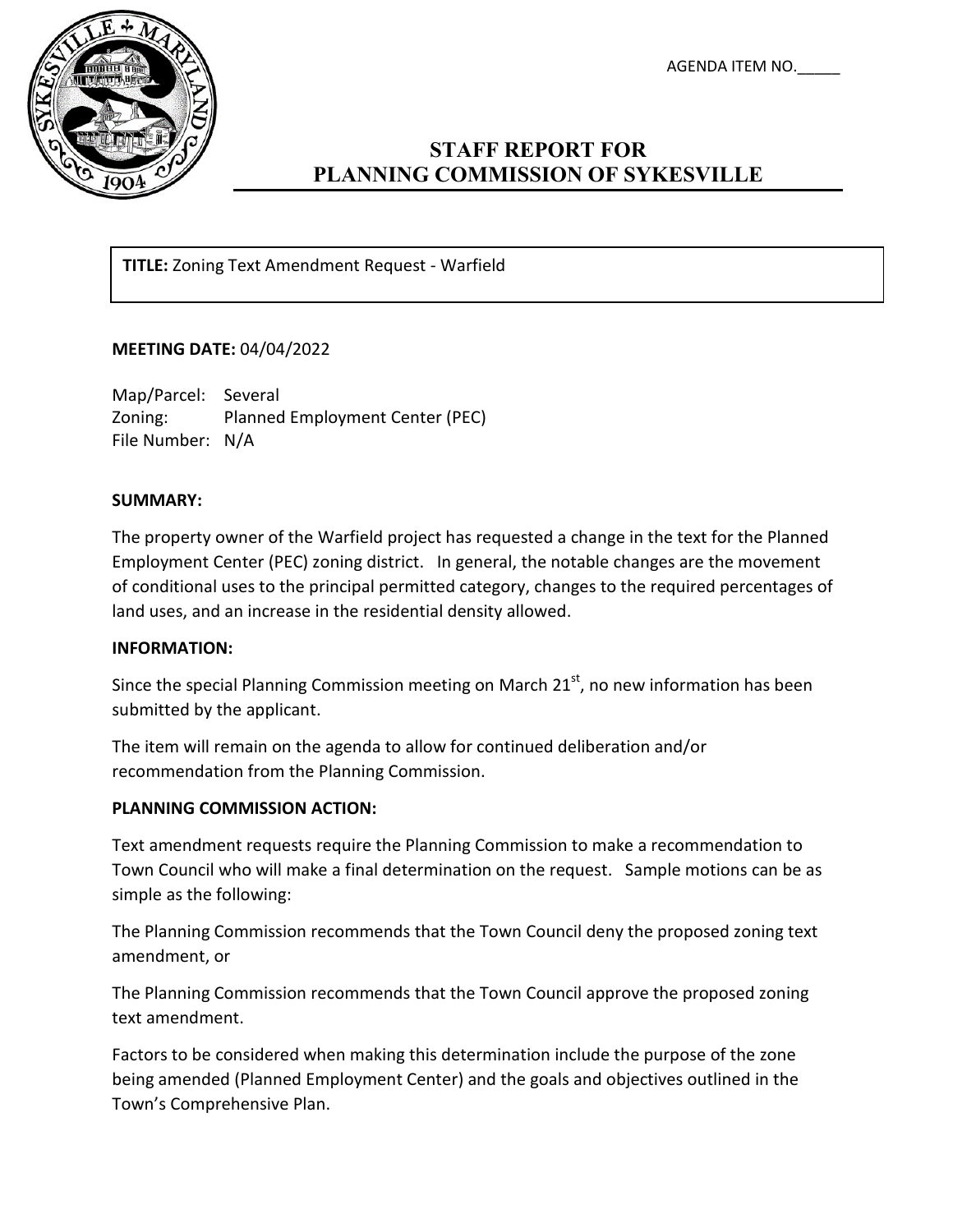AGENDA ITEM NO.\_\_\_\_\_

# STAFF REPORT FOR PLANNING COMMISSION OF SYKESVILLE

**TITLE:** Zoning Text Amendment Request - Warfield

**MEETING DATE:** 04/04/2022

Map/Parcel: Several
Zoning: Planned Employment Center (PEC)
File Number: N/A

**SUMMARY:**

The property owner of the Warfield project has requested a change in the text for the Planned Employment Center (PEC) zoning district. In general, the notable changes are the movement of conditional uses to the principal permitted category, changes to the required percentages of land uses, and an increase in the residential density allowed.

**INFORMATION:**

Since the special Planning Commission meeting on March 21st, no new information has been submitted by the applicant.

The item will remain on the agenda to allow for continued deliberation and/or recommendation from the Planning Commission.

**PLANNING COMMISSION ACTION:**

Text amendment requests require the Planning Commission to make a recommendation to Town Council who will make a final determination on the request. Sample motions can be as simple as the following:

The Planning Commission recommends that the Town Council deny the proposed zoning text amendment, or

The Planning Commission recommends that the Town Council approve the proposed zoning text amendment.

Factors to be considered when making this determination include the purpose of the zone being amended (Planned Employment Center) and the goals and objectives outlined in the Town's Comprehensive Plan.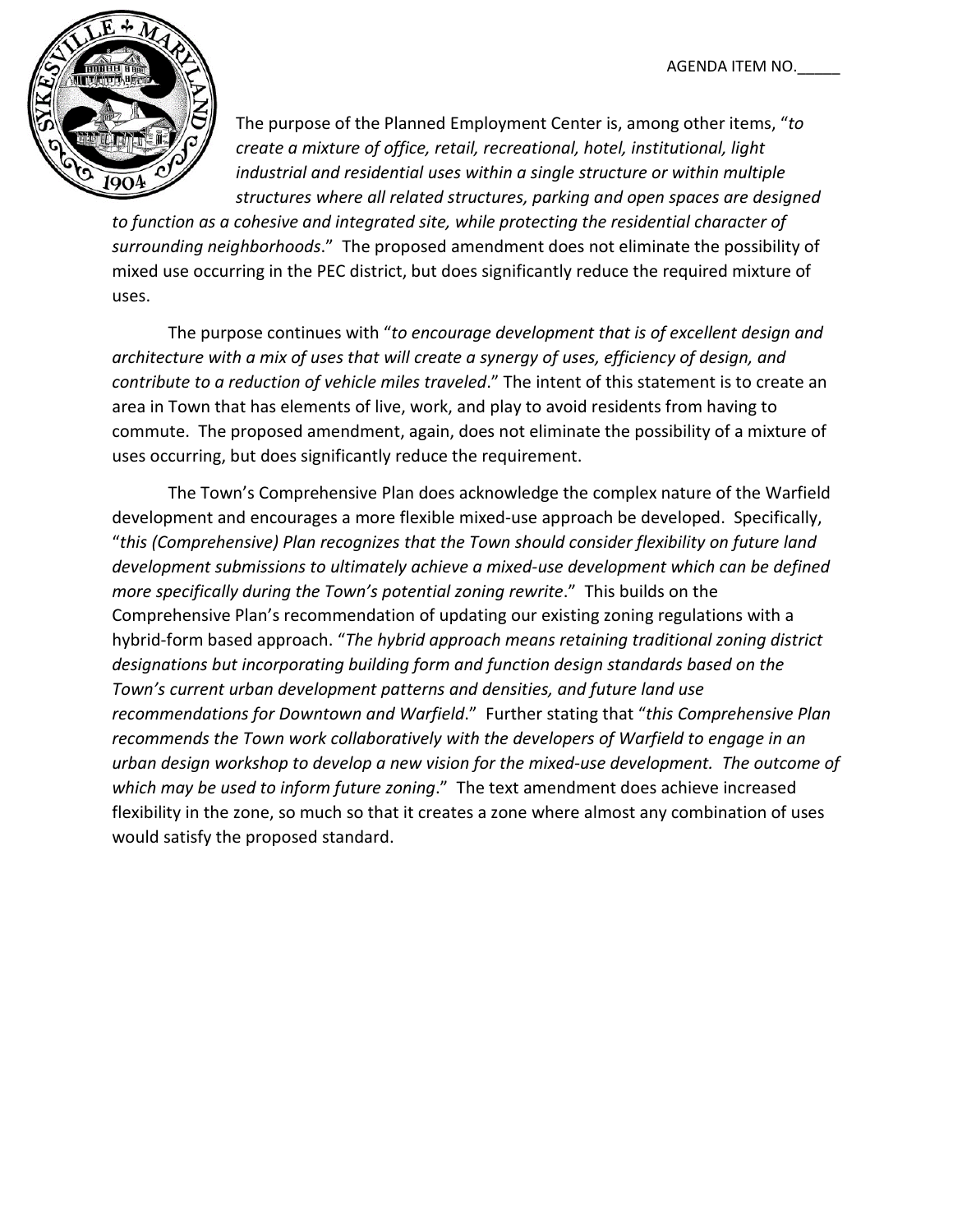AGENDA ITEM NO._____

The purpose of the Planned Employment Center is, among other items, "*to create a mixture of office, retail, recreational, hotel, institutional, light industrial and residential uses within a single structure or within multiple structures where all related structures, parking and open spaces are designed to function as a cohesive and integrated site, while protecting the residential character of surrounding neighborhoods*." The proposed amendment does not eliminate the possibility of mixed use occurring in the PEC district, but does significantly reduce the required mixture of uses.

The purpose continues with "*to encourage development that is of excellent design and architecture with a mix of uses that will create a synergy of uses, efficiency of design, and contribute to a reduction of vehicle miles traveled*." The intent of this statement is to create an area in Town that has elements of live, work, and play to avoid residents from having to commute. The proposed amendment, again, does not eliminate the possibility of a mixture of uses occurring, but does significantly reduce the requirement.

The Town's Comprehensive Plan does acknowledge the complex nature of the Warfield development and encourages a more flexible mixed-use approach be developed. Specifically, "*this (Comprehensive) Plan recognizes that the Town should consider flexibility on future land development submissions to ultimately achieve a mixed-use development which can be defined more specifically during the Town's potential zoning rewrite*." This builds on the Comprehensive Plan's recommendation of updating our existing zoning regulations with a hybrid-form based approach. "*The hybrid approach means retaining traditional zoning district designations but incorporating building form and function design standards based on the Town's current urban development patterns and densities, and future land use recommendations for Downtown and Warfield*." Further stating that "*this Comprehensive Plan recommends the Town work collaboratively with the developers of Warfield to engage in an urban design workshop to develop a new vision for the mixed-use development. The outcome of which may be used to inform future zoning*." The text amendment does achieve increased flexibility in the zone, so much so that it creates a zone where almost any combination of uses would satisfy the proposed standard.